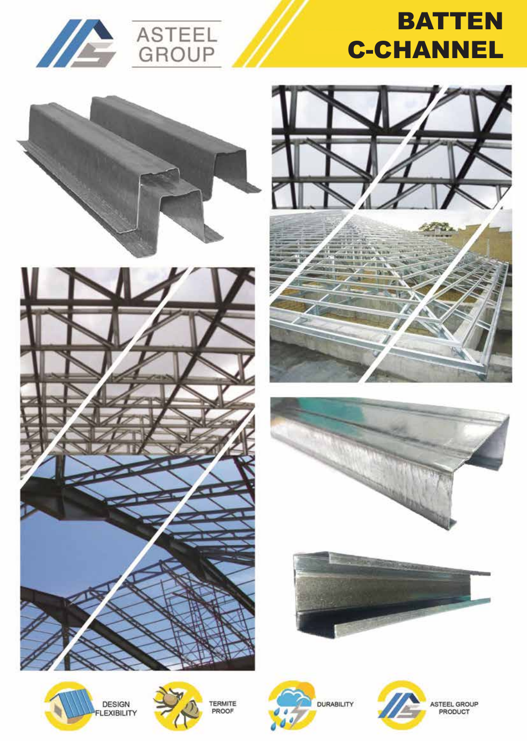ASTEEL GROUP

# BATTEN C-CHANNEL

DESIGN FLEXIBILITY

TERMITE PROOF

DURABILITY

ASTEEL GROUP PRODUCT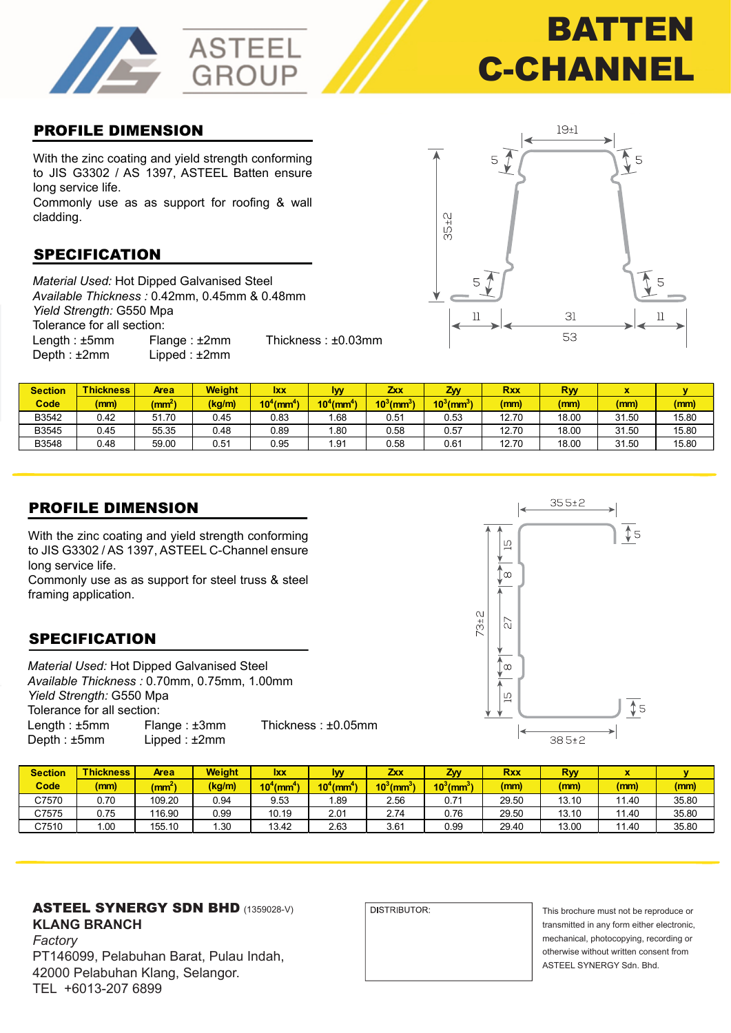# BATTEN C-CHANNEL

ASTEEL GROUP

## PROFILE DIMENSION

With the zinc coating and yield strength conforming to JIS G3302 / AS 1397, ASTEEL Batten ensure long service life.

Commonly use as as support for roofing & wall cladding.

## SPECIFICATION

*Material Used:* Hot Dipped Galvanised Steel
*Available Thickness :* 0.42mm, 0.45mm & 0.48mm
*Yield Strength:* G550 Mpa
Tolerance for all section:
Length : ±5mm    Flange : ±2mm    Thickness : ±0.03mm
Depth : ±2mm    Lipped : ±2mm

19±1
5
5
35±2
5
5
11
31
11
53

| Section Code | Thickness (mm) | Area ($mm^2$) | Weight (kg/m) | Ixx $10^4(mm^4)$ | Iyy $10^4(mm^4)$ | Zxx $10^3(mm^3)$ | Zyy $10^3(mm^3)$ | Rxx (mm) | Ryy (mm) | x (mm) | y (mm) |
|---|---|---|---|---|---|---|---|---|---|---|---|
| B3542 | 0.42 | 51.70 | 0.45 | 0.83 | 1.68 | 0.51 | 0.53 | 12.70 | 18.00 | 31.50 | 15.80 |
| B3545 | 0.45 | 55.35 | 0.48 | 0.89 | 1.80 | 0.58 | 0.57 | 12.70 | 18.00 | 31.50 | 15.80 |
| B3548 | 0.48 | 59.00 | 0.51 | 0.95 | 1.91 | 0.58 | 0.61 | 12.70 | 18.00 | 31.50 | 15.80 |

## PROFILE DIMENSION

With the zinc coating and yield strength conforming to JIS G3302 / AS 1397, ASTEEL C-Channel ensure long service life.

Commonly use as as support for steel truss & steel framing application.

## SPECIFICATION

*Material Used:* Hot Dipped Galvanised Steel
*Available Thickness :* 0.70mm, 0.75mm, 1.00mm
*Yield Strength:* G550 Mpa
Tolerance for all section:
Length : ±5mm    Flange : ±3mm    Thickness : ±0.05mm
Depth : ±5mm    Lipped : ±2mm

35.5±2
5
15
8
73±2
27
8
15
5
38.5±2

| Section Code | Thickness (mm) | Area ($mm^2$) | Weight (kg/m) | Ixx $10^4(mm^4)$ | Iyy $10^4(mm^4)$ | Zxx $10^3(mm^3)$ | Zyy $10^3(mm^3)$ | Rxx (mm) | Ryy (mm) | x (mm) | y (mm) |
|---|---|---|---|---|---|---|---|---|---|---|---|
| C7570 | 0.70 | 109.20 | 0.94 | 9.53 | 1.89 | 2.56 | 0.71 | 29.50 | 13.10 | 11.40 | 35.80 |
| C7575 | 0.75 | 116.90 | 0.99 | 10.19 | 2.01 | 2.74 | 0.76 | 29.50 | 13.10 | 11.40 | 35.80 |
| C7510 | 1.00 | 155.10 | 1.30 | 13.42 | 2.63 | 3.61 | 0.99 | 29.40 | 13.00 | 11.40 | 35.80 |

**ASTEEL SYNERGY SDN BHD** (1359028-V)
**KLANG BRANCH**
*Factory*
PT146099, Pelabuhan Barat, Pulau Indah,
42000 Pelabuhan Klang, Selangor.
TEL +6013-207 6899

DISTRIBUTOR:

This brochure must not be reproduce or transmitted in any form either electronic, mechanical, photocopying, recording or otherwise without written consent from ASTEEL SYNERGY Sdn. Bhd.